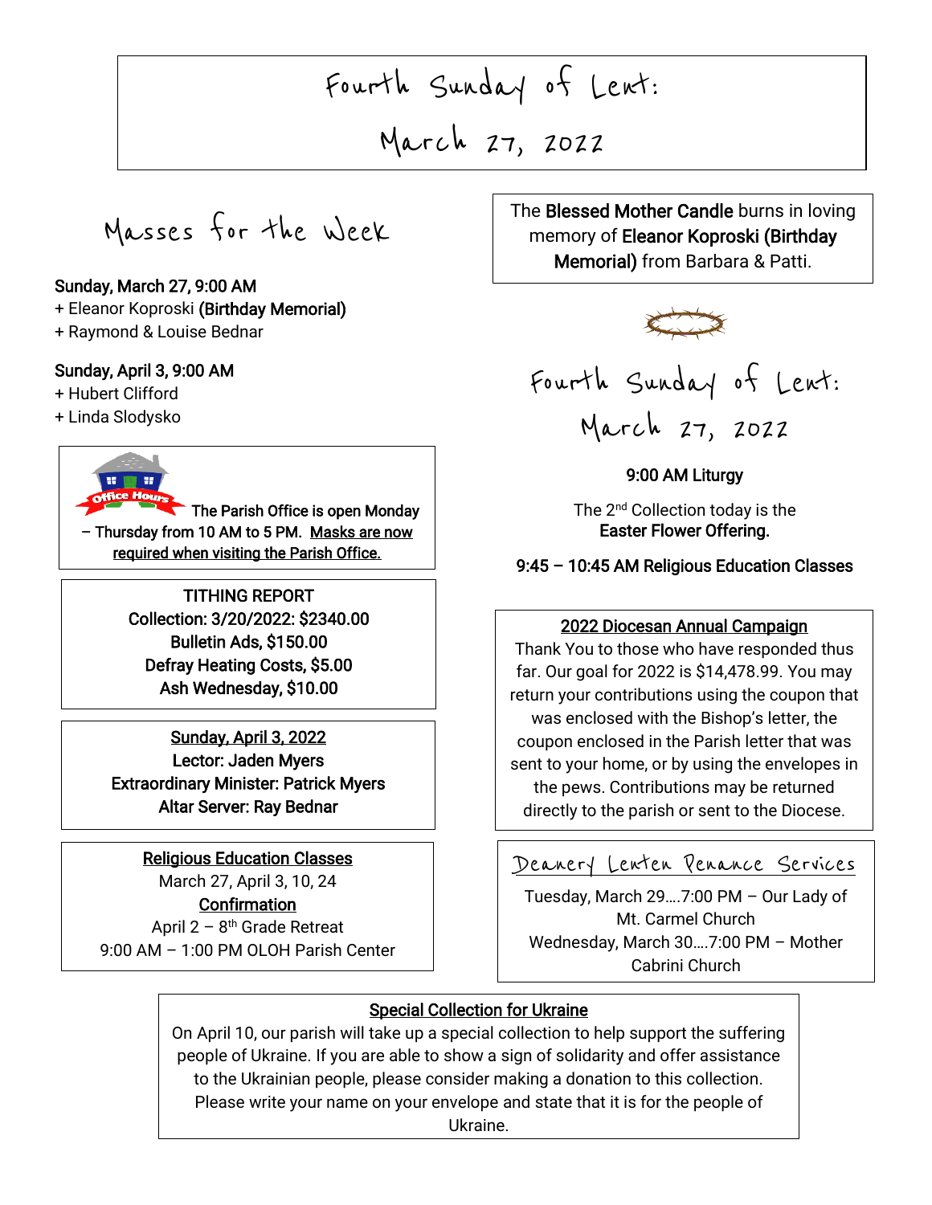# Fourth Sunday of Lent: March 27, 2022

## Masses for the Week

**Sunday, March 27, 9:00 AM**
+ Eleanor Koproski **(Birthday Memorial)**
+ Raymond & Louise Bednar

**Sunday, April 3, 9:00 AM**
+ Hubert Clifford
+ Linda Slodysko

**Office Hours**
**The Parish Office is open Monday – Thursday from 10 AM to 5 PM. <u>Masks are now required when visiting the Parish Office.</u>**

**TITHING REPORT**
**Collection: 3/20/2022: $2340.00**
**Bulletin Ads, $150.00**
**Defray Heating Costs, $5.00**
**Ash Wednesday, $10.00**

**<u>Sunday, April 3, 2022</u>**
**Lector: Jaden Myers**
**Extraordinary Minister: Patrick Myers**
**Altar Server: Ray Bednar**

**<u>Religious Education Classes</u>**
March 27, April 3, 10, 24
**<u>Confirmation</u>**
April 2 – 8th Grade Retreat
9:00 AM – 1:00 PM OLOH Parish Center

The **Blessed Mother Candle** burns in loving memory of **Eleanor Koproski (Birthday Memorial)** from Barbara & Patti.

## Fourth Sunday of Lent: March 27, 2022

**9:00 AM Liturgy**

The 2nd Collection today is the **Easter Flower Offering.**

**9:45 – 10:45 AM Religious Education Classes**

**<u>2022 Diocesan Annual Campaign</u>**
Thank You to those who have responded thus far. Our goal for 2022 is $14,478.99. You may return your contributions using the coupon that was enclosed with the Bishop's letter, the coupon enclosed in the Parish letter that was sent to your home, or by using the envelopes in the pews. Contributions may be returned directly to the parish or sent to the Diocese.

### Deanery Lenten Penance Services

Tuesday, March 29….7:00 PM – Our Lady of Mt. Carmel Church
Wednesday, March 30….7:00 PM – Mother Cabrini Church

**<u>Special Collection for Ukraine</u>**
On April 10, our parish will take up a special collection to help support the suffering people of Ukraine. If you are able to show a sign of solidarity and offer assistance to the Ukrainian people, please consider making a donation to this collection. Please write your name on your envelope and state that it is for the people of Ukraine.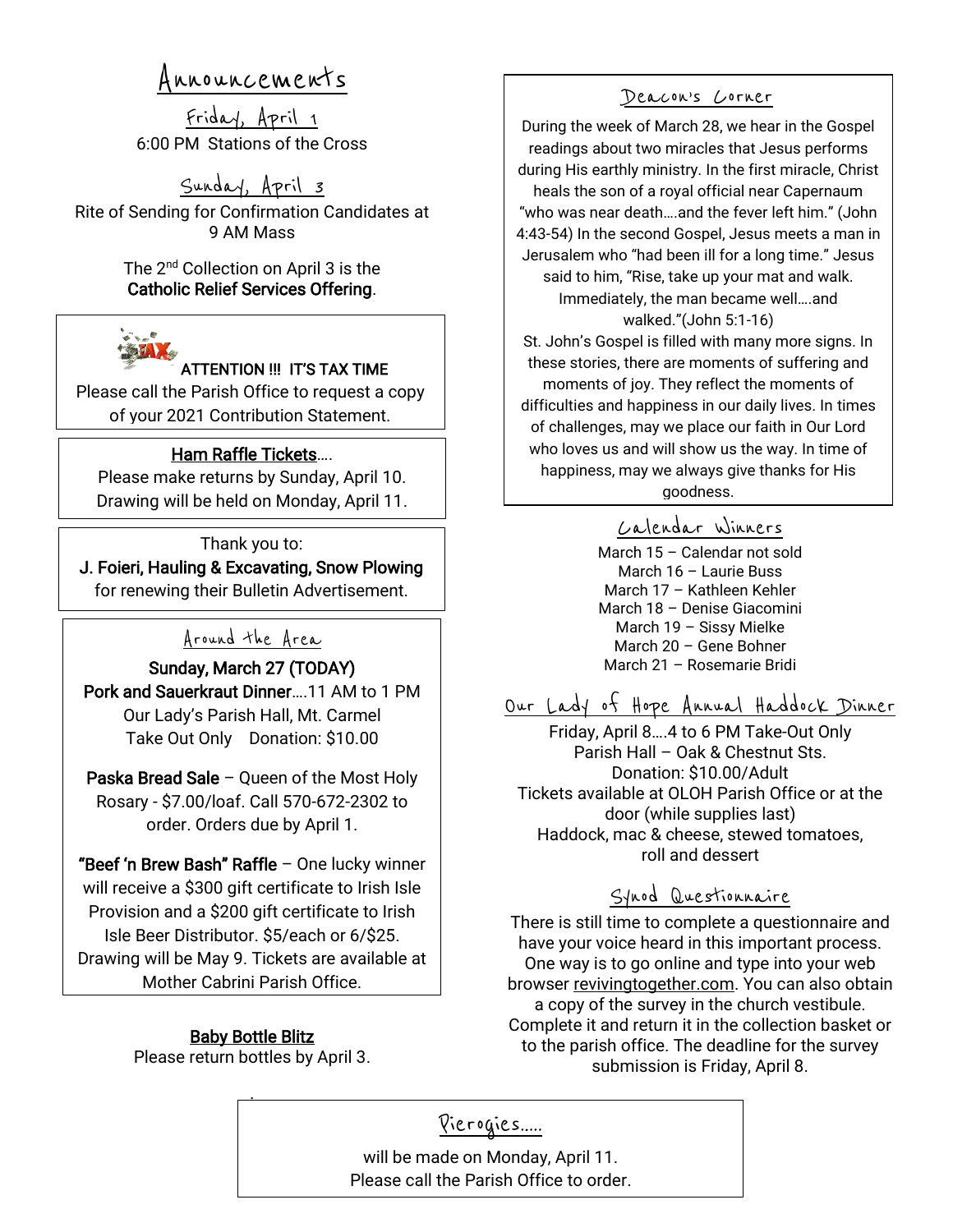# Announcements

## Friday, April 1

6:00 PM Stations of the Cross

## Sunday, April 3

Rite of Sending for Confirmation Candidates at 9 AM Mass

The 2nd Collection on April 3 is the **Catholic Relief Services Offering**.

ATTENTION !!! IT'S TAX TIME
Please call the Parish Office to request a copy of your 2021 Contribution Statement.

**Ham Raffle Tickets**….
Please make returns by Sunday, April 10.
Drawing will be held on Monday, April 11.

Thank you to:
**J. Foieri, Hauling & Excavating, Snow Plowing**
for renewing their Bulletin Advertisement.

## Around the Area

**Sunday, March 27 (TODAY)**
**Pork and Sauerkraut Dinner**….11 AM to 1 PM
Our Lady's Parish Hall, Mt. Carmel
Take Out Only Donation: $10.00

**Paska Bread Sale** – Queen of the Most Holy Rosary - $7.00/loaf. Call 570-672-2302 to order. Orders due by April 1.

**"Beef 'n Brew Bash" Raffle** – One lucky winner will receive a $300 gift certificate to Irish Isle Provision and a $200 gift certificate to Irish Isle Beer Distributor. $5/each or 6/$25. Drawing will be May 9. Tickets are available at Mother Cabrini Parish Office.

**Baby Bottle Blitz**
Please return bottles by April 3.

## Deacon's Corner

During the week of March 28, we hear in the Gospel readings about two miracles that Jesus performs during His earthly ministry. In the first miracle, Christ heals the son of a royal official near Capernaum "who was near death….and the fever left him." (John 4:43-54) In the second Gospel, Jesus meets a man in Jerusalem who "had been ill for a long time." Jesus said to him, "Rise, take up your mat and walk. Immediately, the man became well….and walked."(John 5:1-16)
St. John's Gospel is filled with many more signs. In these stories, there are moments of suffering and moments of joy. They reflect the moments of difficulties and happiness in our daily lives. In times of challenges, may we place our faith in Our Lord who loves us and will show us the way. In time of happiness, may we always give thanks for His goodness.

## Calendar Winners

March 15 – Calendar not sold
March 16 – Laurie Buss
March 17 – Kathleen Kehler
March 18 – Denise Giacomini
March 19 – Sissy Mielke
March 20 – Gene Bohner
March 21 – Rosemarie Bridi

## Our Lady of Hope Annual Haddock Dinner

Friday, April 8….4 to 6 PM Take-Out Only
Parish Hall – Oak & Chestnut Sts.
Donation: $10.00/Adult
Tickets available at OLOH Parish Office or at the door (while supplies last)
Haddock, mac & cheese, stewed tomatoes, roll and dessert

## Synod Questionnaire

There is still time to complete a questionnaire and have your voice heard in this important process. One way is to go online and type into your web browser revivingtogether.com. You can also obtain a copy of the survey in the church vestibule. Complete it and return it in the collection basket or to the parish office. The deadline for the survey submission is Friday, April 8.

## Pierogies…..

will be made on Monday, April 11.
Please call the Parish Office to order.